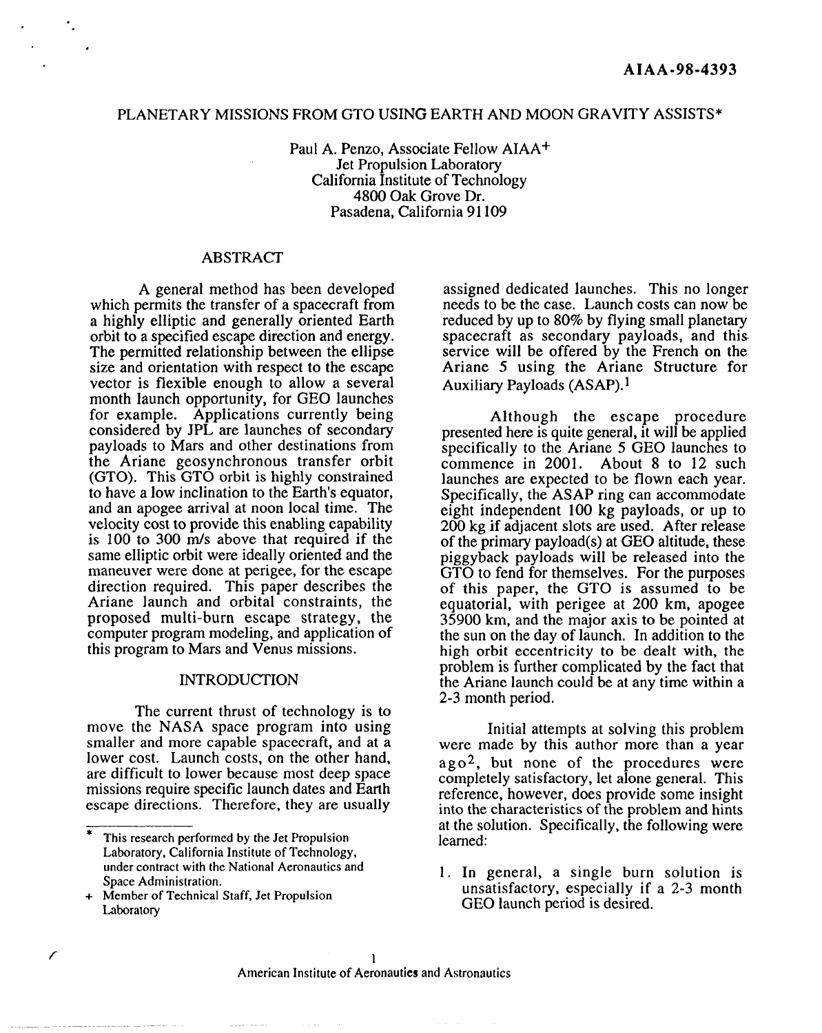AIAA-98-4393

# PLANETARY MISSIONS FROM GTO USING EARTH AND MOON GRAVITY ASSISTS*

Paul A. Penzo, Associate Fellow AIAA+
Jet Propulsion Laboratory
California Institute of Technology
4800 Oak Grove Dr.
Pasadena, California 91109

## ABSTRACT

A general method has been developed which permits the transfer of a spacecraft from a highly elliptic and generally oriented Earth orbit to a specified escape direction and energy. The permitted relationship between the ellipse size and orientation with respect to the escape vector is flexible enough to allow a several month launch opportunity, for GEO launches for example. Applications currently being considered by JPL are launches of secondary payloads to Mars and other destinations from the Ariane geosynchronous transfer orbit (GTO). This GTO orbit is highly constrained to have a low inclination to the Earth's equator, and an apogee arrival at noon local time. The velocity cost to provide this enabling capability is 100 to 300 m/s above that required if the same elliptic orbit were ideally oriented and the maneuver were done at perigee, for the escape direction required. This paper describes the Ariane launch and orbital constraints, the proposed multi-burn escape strategy, the computer program modeling, and application of this program to Mars and Venus missions.

## INTRODUCTION

The current thrust of technology is to move the NASA space program into using smaller and more capable spacecraft, and at a lower cost. Launch costs, on the other hand, are difficult to lower because most deep space missions require specific launch dates and Earth escape directions. Therefore, they are usually assigned dedicated launches. This no longer needs to be the case. Launch costs can now be reduced by up to 80% by flying small planetary spacecraft as secondary payloads, and this service will be offered by the French on the Ariane 5 using the Ariane Structure for Auxiliary Payloads (ASAP).[1]

Although the escape procedure presented here is quite general, it will be applied specifically to the Ariane 5 GEO launches to commence in 2001. About 8 to 12 such launches are expected to be flown each year. Specifically, the ASAP ring can accommodate eight independent 100 kg payloads, or up to 200 kg if adjacent slots are used. After release of the primary payload(s) at GEO altitude, these piggyback payloads will be released into the GTO to fend for themselves. For the purposes of this paper, the GTO is assumed to be equatorial, with perigee at 200 km, apogee 35900 km, and the major axis to be pointed at the sun on the day of launch. In addition to the high orbit eccentricity to be dealt with, the problem is further complicated by the fact that the Ariane launch could be at any time within a 2-3 month period.

Initial attempts at solving this problem were made by this author more than a year ago[2], but none of the procedures were completely satisfactory, let alone general. This reference, however, does provide some insight into the characteristics of the problem and hints at the solution. Specifically, the following were learned:

1. In general, a single burn solution is unsatisfactory, especially if a 2-3 month GEO launch period is desired.

---

\* This research performed by the Jet Propulsion Laboratory, California Institute of Technology, under contract with the National Aeronautics and Space Administration.

\+ Member of Technical Staff, Jet Propulsion Laboratory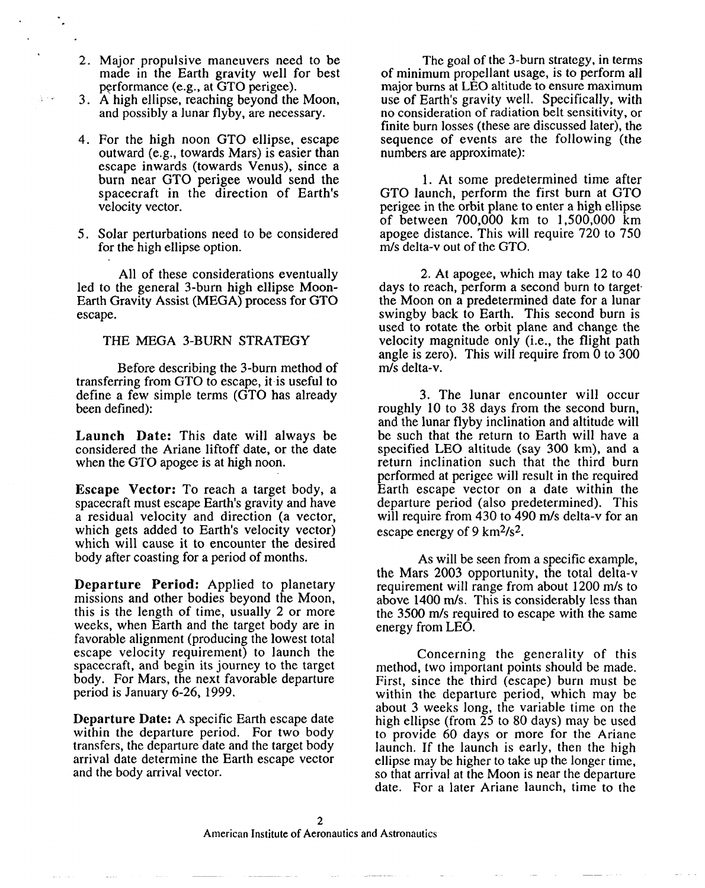2. Major propulsive maneuvers need to be made in the Earth gravity well for best performance (e.g., at GTO perigee).
3. A high ellipse, reaching beyond the Moon, and possibly a lunar flyby, are necessary.
4. For the high noon GTO ellipse, escape outward (e.g., towards Mars) is easier than escape inwards (towards Venus), since a burn near GTO perigee would send the spacecraft in the direction of Earth's velocity vector.
5. Solar perturbations need to be considered for the high ellipse option.

All of these considerations eventually led to the general 3-burn high ellipse Moon-Earth Gravity Assist (MEGA) process for GTO escape.

## THE MEGA 3-BURN STRATEGY

Before describing the 3-burn method of transferring from GTO to escape, it is useful to define a few simple terms (GTO has already been defined):

**Launch Date:** This date will always be considered the Ariane liftoff date, or the date when the GTO apogee is at high noon.

**Escape Vector:** To reach a target body, a spacecraft must escape Earth's gravity and have a residual velocity and direction (a vector, which gets added to Earth's velocity vector) which will cause it to encounter the desired body after coasting for a period of months.

**Departure Period:** Applied to planetary missions and other bodies beyond the Moon, this is the length of time, usually 2 or more weeks, when Earth and the target body are in favorable alignment (producing the lowest total escape velocity requirement) to launch the spacecraft, and begin its journey to the target body. For Mars, the next favorable departure period is January 6-26, 1999.

**Departure Date:** A specific Earth escape date within the departure period. For two body transfers, the departure date and the target body arrival date determine the Earth escape vector and the body arrival vector.

The goal of the 3-burn strategy, in terms of minimum propellant usage, is to perform all major burns at LEO altitude to ensure maximum use of Earth's gravity well. Specifically, with no consideration of radiation belt sensitivity, or finite burn losses (these are discussed later), the sequence of events are the following (the numbers are approximate):

1. At some predetermined time after GTO launch, perform the first burn at GTO perigee in the orbit plane to enter a high ellipse of between 700,000 km to 1,500,000 km apogee distance. This will require 720 to 750 m/s delta-v out of the GTO.

2. At apogee, which may take 12 to 40 days to reach, perform a second burn to target the Moon on a predetermined date for a lunar swingby back to Earth. This second burn is used to rotate the orbit plane and change the velocity magnitude only (i.e., the flight path angle is zero). This will require from 0 to 300 m/s delta-v.

3. The lunar encounter will occur roughly 10 to 38 days from the second burn, and the lunar flyby inclination and altitude will be such that the return to Earth will have a specified LEO altitude (say 300 km), and a return inclination such that the third burn performed at perigee will result in the required Earth escape vector on a date within the departure period (also predetermined). This will require from 430 to 490 m/s delta-v for an escape energy of 9 $km^2/s^2$.

As will be seen from a specific example, the Mars 2003 opportunity, the total delta-v requirement will range from about 1200 m/s to above 1400 m/s. This is considerably less than the 3500 m/s required to escape with the same energy from LEO.

Concerning the generality of this method, two important points should be made. First, since the third (escape) burn must be within the departure period, which may be about 3 weeks long, the variable time on the high ellipse (from 25 to 80 days) may be used to provide 60 days or more for the Ariane launch. If the launch is early, then the high ellipse may be higher to take up the longer time, so that arrival at the Moon is near the departure date. For a later Ariane launch, time to the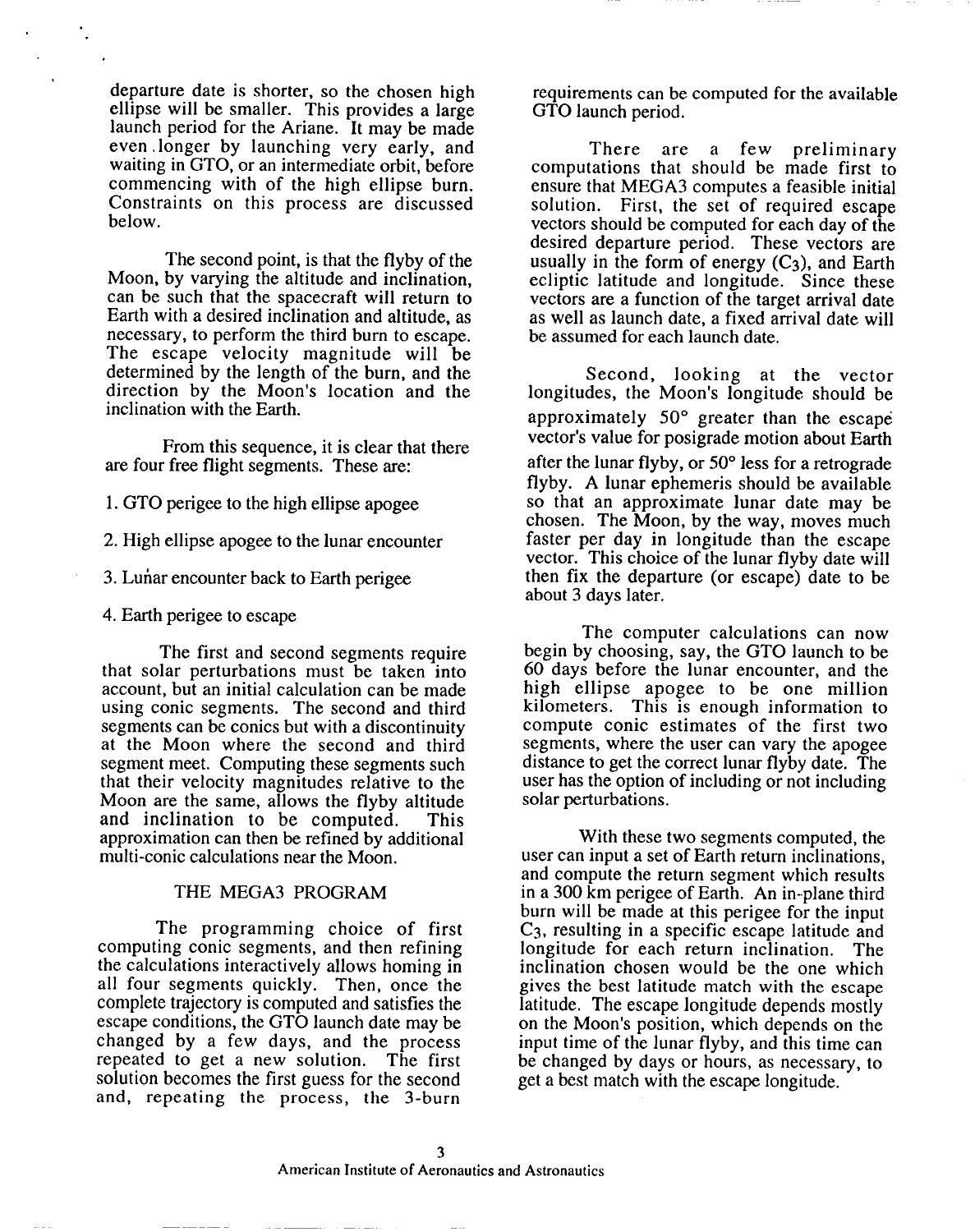departure date is shorter, so the chosen high ellipse will be smaller. This provides a large launch period for the Ariane. It may be made even longer by launching very early, and waiting in GTO, or an intermediate orbit, before commencing with of the high ellipse burn. Constraints on this process are discussed below.

The second point, is that the flyby of the Moon, by varying the altitude and inclination, can be such that the spacecraft will return to Earth with a desired inclination and altitude, as necessary, to perform the third burn to escape. The escape velocity magnitude will be determined by the length of the burn, and the direction by the Moon's location and the inclination with the Earth.

From this sequence, it is clear that there are four free flight segments. These are:

1. GTO perigee to the high ellipse apogee
2. High ellipse apogee to the lunar encounter
3. Lunar encounter back to Earth perigee
4. Earth perigee to escape

The first and second segments require that solar perturbations must be taken into account, but an initial calculation can be made using conic segments. The second and third segments can be conics but with a discontinuity at the Moon where the second and third segment meet. Computing these segments such that their velocity magnitudes relative to the Moon are the same, allows the flyby altitude and inclination to be computed. This approximation can then be refined by additional multi-conic calculations near the Moon.

## THE MEGA3 PROGRAM

The programming choice of first computing conic segments, and then refining the calculations interactively allows homing in all four segments quickly. Then, once the complete trajectory is computed and satisfies the escape conditions, the GTO launch date may be changed by a few days, and the process repeated to get a new solution. The first solution becomes the first guess for the second and, repeating the process, the 3-burn requirements can be computed for the available GTO launch period.

There are a few preliminary computations that should be made first to ensure that MEGA3 computes a feasible initial solution. First, the set of required escape vectors should be computed for each day of the desired departure period. These vectors are usually in the form of energy ($C_3$), and Earth ecliptic latitude and longitude. Since these vectors are a function of the target arrival date as well as launch date, a fixed arrival date will be assumed for each launch date.

Second, looking at the vector longitudes, the Moon's longitude should be approximately 50° greater than the escape vector's value for posigrade motion about Earth after the lunar flyby, or 50° less for a retrograde flyby. A lunar ephemeris should be available so that an approximate lunar date may be chosen. The Moon, by the way, moves much faster per day in longitude than the escape vector. This choice of the lunar flyby date will then fix the departure (or escape) date to be about 3 days later.

The computer calculations can now begin by choosing, say, the GTO launch to be 60 days before the lunar encounter, and the high ellipse apogee to be one million kilometers. This is enough information to compute conic estimates of the first two segments, where the user can vary the apogee distance to get the correct lunar flyby date. The user has the option of including or not including solar perturbations.

With these two segments computed, the user can input a set of Earth return inclinations, and compute the return segment which results in a 300 km perigee of Earth. An in-plane third burn will be made at this perigee for the input $C_3$, resulting in a specific escape latitude and longitude for each return inclination. The inclination chosen would be the one which gives the best latitude match with the escape latitude. The escape longitude depends mostly on the Moon's position, which depends on the input time of the lunar flyby, and this time can be changed by days or hours, as necessary, to get a best match with the escape longitude.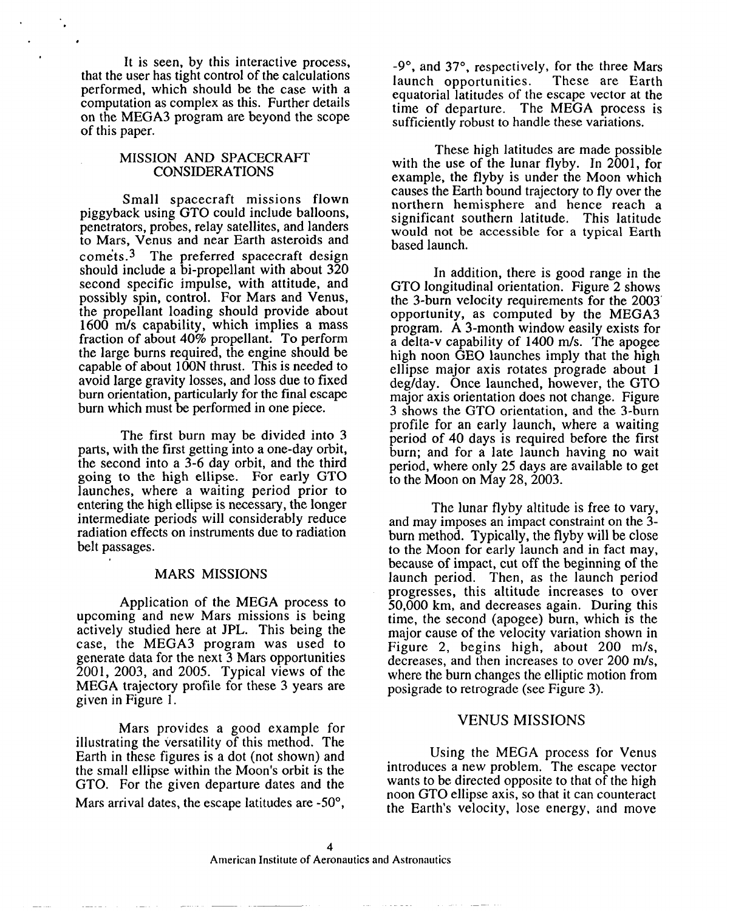It is seen, by this interactive process, that the user has tight control of the calculations performed, which should be the case with a computation as complex as this. Further details on the MEGA3 program are beyond the scope of this paper.

## MISSION AND SPACECRAFT CONSIDERATIONS

Small spacecraft missions flown piggyback using GTO could include balloons, penetrators, probes, relay satellites, and landers to Mars, Venus and near Earth asteroids and comets.[3] The preferred spacecraft design should include a bi-propellant with about 320 second specific impulse, with attitude, and possibly spin, control. For Mars and Venus, the propellant loading should provide about 1600 m/s capability, which implies a mass fraction of about 40% propellant. To perform the large burns required, the engine should be capable of about 100N thrust. This is needed to avoid large gravity losses, and loss due to fixed burn orientation, particularly for the final escape burn which must be performed in one piece.

The first burn may be divided into 3 parts, with the first getting into a one-day orbit, the second into a 3-6 day orbit, and the third going to the high ellipse. For early GTO launches, where a waiting period prior to entering the high ellipse is necessary, the longer intermediate periods will considerably reduce radiation effects on instruments due to radiation belt passages.

## MARS MISSIONS

Application of the MEGA process to upcoming and new Mars missions is being actively studied here at JPL. This being the case, the MEGA3 program was used to generate data for the next 3 Mars opportunities 2001, 2003, and 2005. Typical views of the MEGA trajectory profile for these 3 years are given in Figure 1.

Mars provides a good example for illustrating the versatility of this method. The Earth in these figures is a dot (not shown) and the small ellipse within the Moon's orbit is the GTO. For the given departure dates and the Mars arrival dates, the escape latitudes are -50°, -9°, and 37°, respectively, for the three Mars launch opportunities. These are Earth equatorial latitudes of the escape vector at the time of departure. The MEGA process is sufficiently robust to handle these variations.

These high latitudes are made possible with the use of the lunar flyby. In 2001, for example, the flyby is under the Moon which causes the Earth bound trajectory to fly over the northern hemisphere and hence reach a significant southern latitude. This latitude would not be accessible for a typical Earth based launch.

In addition, there is good range in the GTO longitudinal orientation. Figure 2 shows the 3-burn velocity requirements for the 2003 opportunity, as computed by the MEGA3 program. A 3-month window easily exists for a delta-v capability of 1400 m/s. The apogee high noon GEO launches imply that the high ellipse major axis rotates prograde about 1 deg/day. Once launched, however, the GTO major axis orientation does not change. Figure 3 shows the GTO orientation, and the 3-burn profile for an early launch, where a waiting period of 40 days is required before the first burn; and for a late launch having no wait period, where only 25 days are available to get to the Moon on May 28, 2003.

The lunar flyby altitude is free to vary, and may imposes an impact constraint on the 3-burn method. Typically, the flyby will be close to the Moon for early launch and in fact may, because of impact, cut off the beginning of the launch period. Then, as the launch period progresses, this altitude increases to over 50,000 km, and decreases again. During this time, the second (apogee) burn, which is the major cause of the velocity variation shown in Figure 2, begins high, about 200 m/s, decreases, and then increases to over 200 m/s, where the burn changes the elliptic motion from posigrade to retrograde (see Figure 3).

## VENUS MISSIONS

Using the MEGA process for Venus introduces a new problem. The escape vector wants to be directed opposite to that of the high noon GTO ellipse axis, so that it can counteract the Earth's velocity, lose energy, and move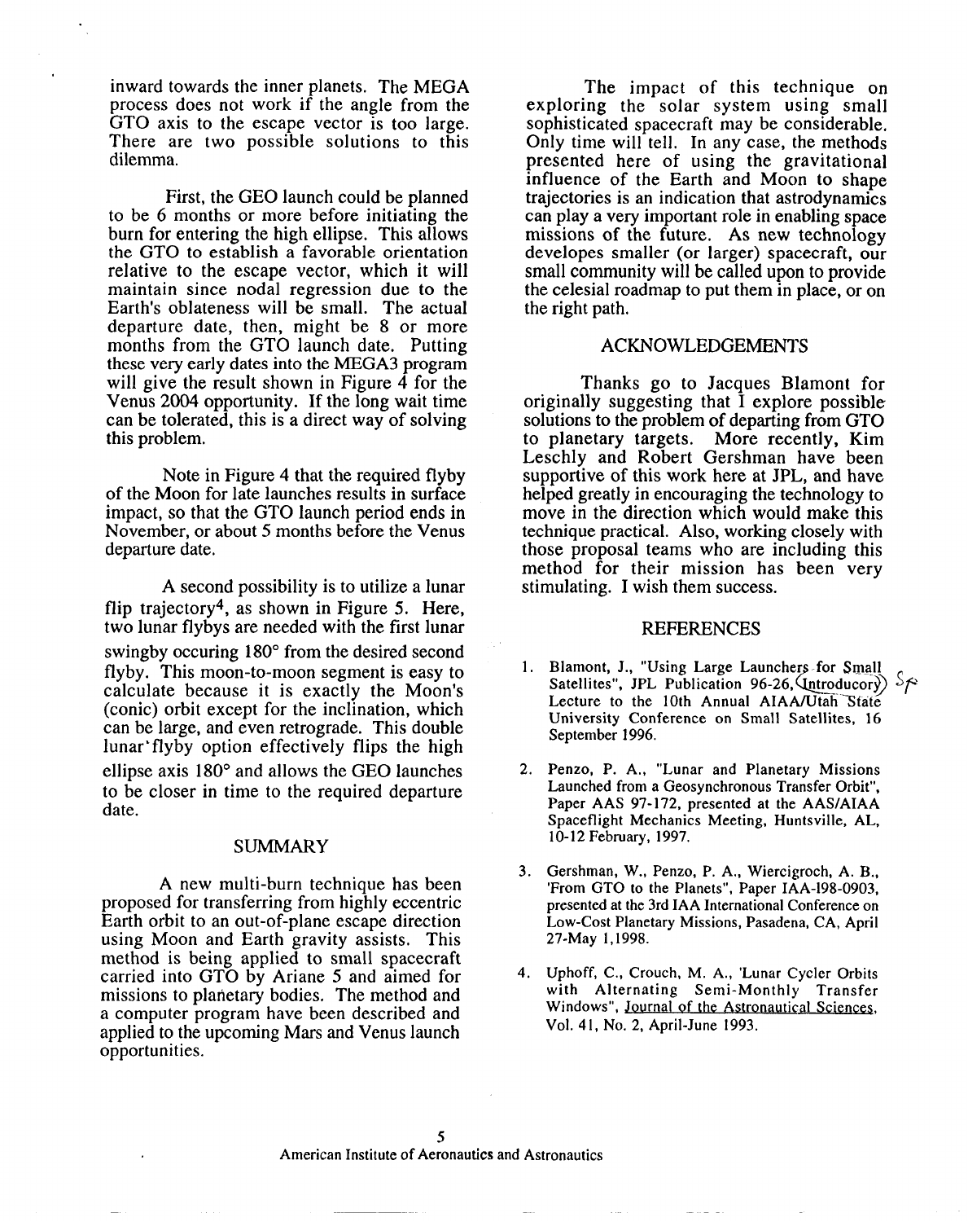inward towards the inner planets. The MEGA process does not work if the angle from the GTO axis to the escape vector is too large. There are two possible solutions to this dilemma.

First, the GEO launch could be planned to be 6 months or more before initiating the burn for entering the high ellipse. This allows the GTO to establish a favorable orientation relative to the escape vector, which it will maintain since nodal regression due to the Earth's oblateness will be small. The actual departure date, then, might be 8 or more months from the GTO launch date. Putting these very early dates into the MEGA3 program will give the result shown in Figure 4 for the Venus 2004 opportunity. If the long wait time can be tolerated, this is a direct way of solving this problem.

Note in Figure 4 that the required flyby of the Moon for late launches results in surface impact, so that the GTO launch period ends in November, or about 5 months before the Venus departure date.

A second possibility is to utilize a lunar flip trajectory[4], as shown in Figure 5. Here, two lunar flybys are needed with the first lunar swingby occuring 180° from the desired second flyby. This moon-to-moon segment is easy to calculate because it is exactly the Moon's (conic) orbit except for the inclination, which can be large, and even retrograde. This double lunar flyby option effectively flips the high ellipse axis 180° and allows the GEO launches to be closer in time to the required departure date.

## SUMMARY

A new multi-burn technique has been proposed for transferring from highly eccentric Earth orbit to an out-of-plane escape direction using Moon and Earth gravity assists. This method is being applied to small spacecraft carried into GTO by Ariane 5 and aimed for missions to planetary bodies. The method and a computer program have been described and applied to the upcoming Mars and Venus launch opportunities.

The impact of this technique on exploring the solar system using small sophisticated spacecraft may be considerable. Only time will tell. In any case, the methods presented here of using the gravitational influence of the Earth and Moon to shape trajectories is an indication that astrodynamics can play a very important role in enabling space missions of the future. As new technology developes smaller (or larger) spacecraft, our small community will be called upon to provide the celesial roadmap to put them in place, or on the right path.

## ACKNOWLEDGEMENTS

Thanks go to Jacques Blamont for originally suggesting that I explore possible solutions to the problem of departing from GTO to planetary targets. More recently, Kim Leschly and Robert Gershman have been supportive of this work here at JPL, and have helped greatly in encouraging the technology to move in the direction which would make this technique practical. Also, working closely with those proposal teams who are including this method for their mission has been very stimulating. I wish them success.

## REFERENCES

1. Blamont, J., "Using Large Launchers for Small Satellites", JPL Publication 96-26, Introducory Lecture to the 10th Annual AIAA/Utah State University Conference on Small Satellites, 16 September 1996.

2. Penzo, P. A., "Lunar and Planetary Missions Launched from a Geosynchronous Transfer Orbit", Paper AAS 97-172, presented at the AAS/AIAA Spaceflight Mechanics Meeting, Huntsville, AL, 10-12 February, 1997.

3. Gershman, W., Penzo, P. A., Wiercigroch, A. B., 'From GTO to the Planets", Paper IAA-198-0903, presented at the 3rd IAA International Conference on Low-Cost Planetary Missions, Pasadena, CA, April 27-May 1,1998.

4. Uphoff, C., Crouch, M. A., 'Lunar Cycler Orbits with Alternating Semi-Monthly Transfer Windows", Journal of the Astronautical Sciences, Vol. 41, No. 2, April-June 1993.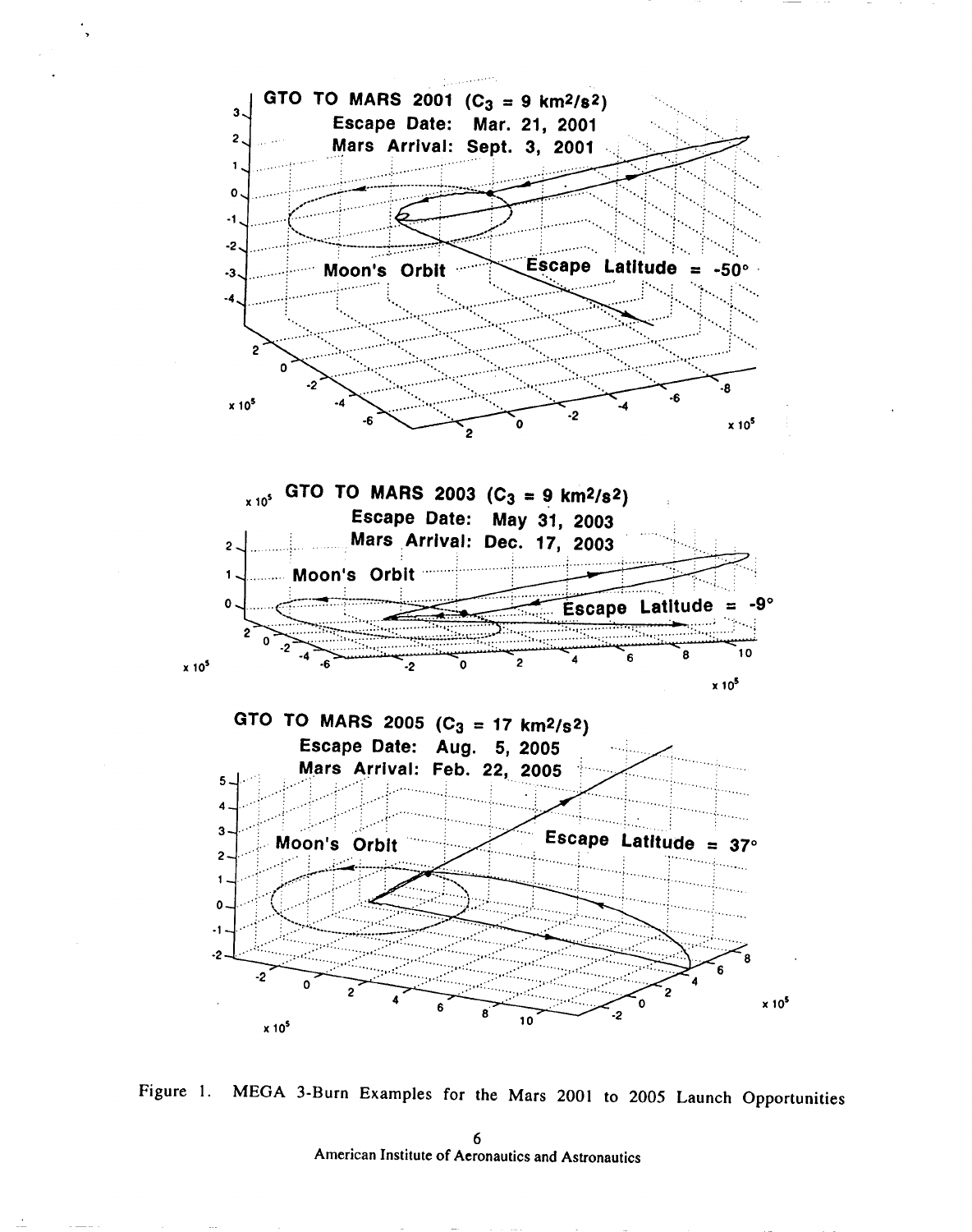**GTO TO MARS 2001 ($C_3$ = 9 km$^2$/s$^2$)**
**Escape Date: Mar. 21, 2001**
**Mars Arrival: Sept. 3, 2001**

**Moon's Orbit**

**Escape Latitude = -50°**

**GTO TO MARS 2003 ($C_3$ = 9 km$^2$/s$^2$)**
**Escape Date: May 31, 2003**
**Mars Arrival: Dec. 17, 2003**

**Moon's Orbit**

**Escape Latitude = -9°**

**GTO TO MARS 2005 ($C_3$ = 17 km$^2$/s$^2$)**
**Escape Date: Aug. 5, 2005**
**Mars Arrival: Feb. 22, 2005**

**Moon's Orbit**

**Escape Latitude = 37°**

Figure 1. MEGA 3-Burn Examples for the Mars 2001 to 2005 Launch Opportunities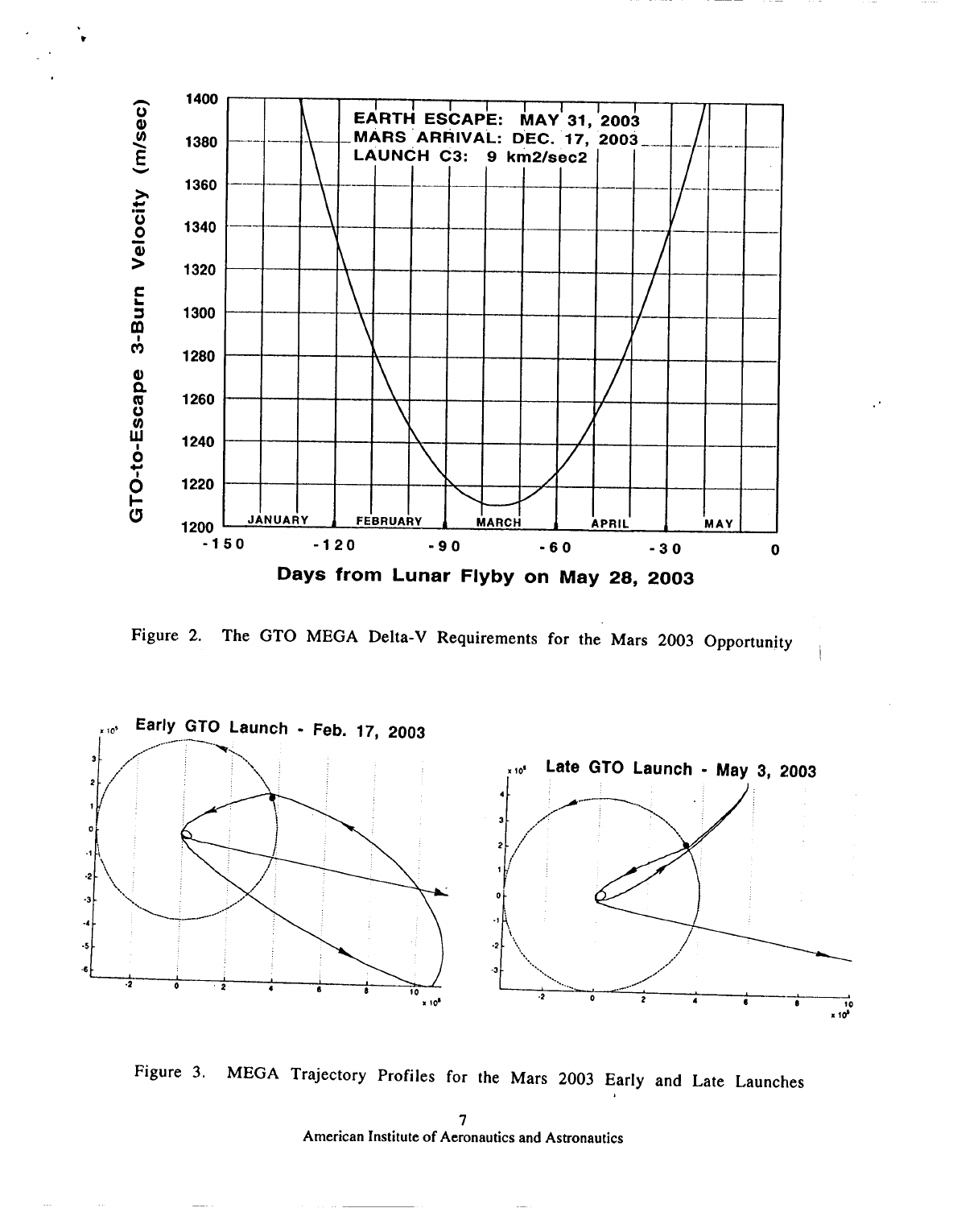Figure 2. The GTO MEGA Delta-V Requirements for the Mars 2003 Opportunity

Figure 3. MEGA Trajectory Profiles for the Mars 2003 Early and Late Launches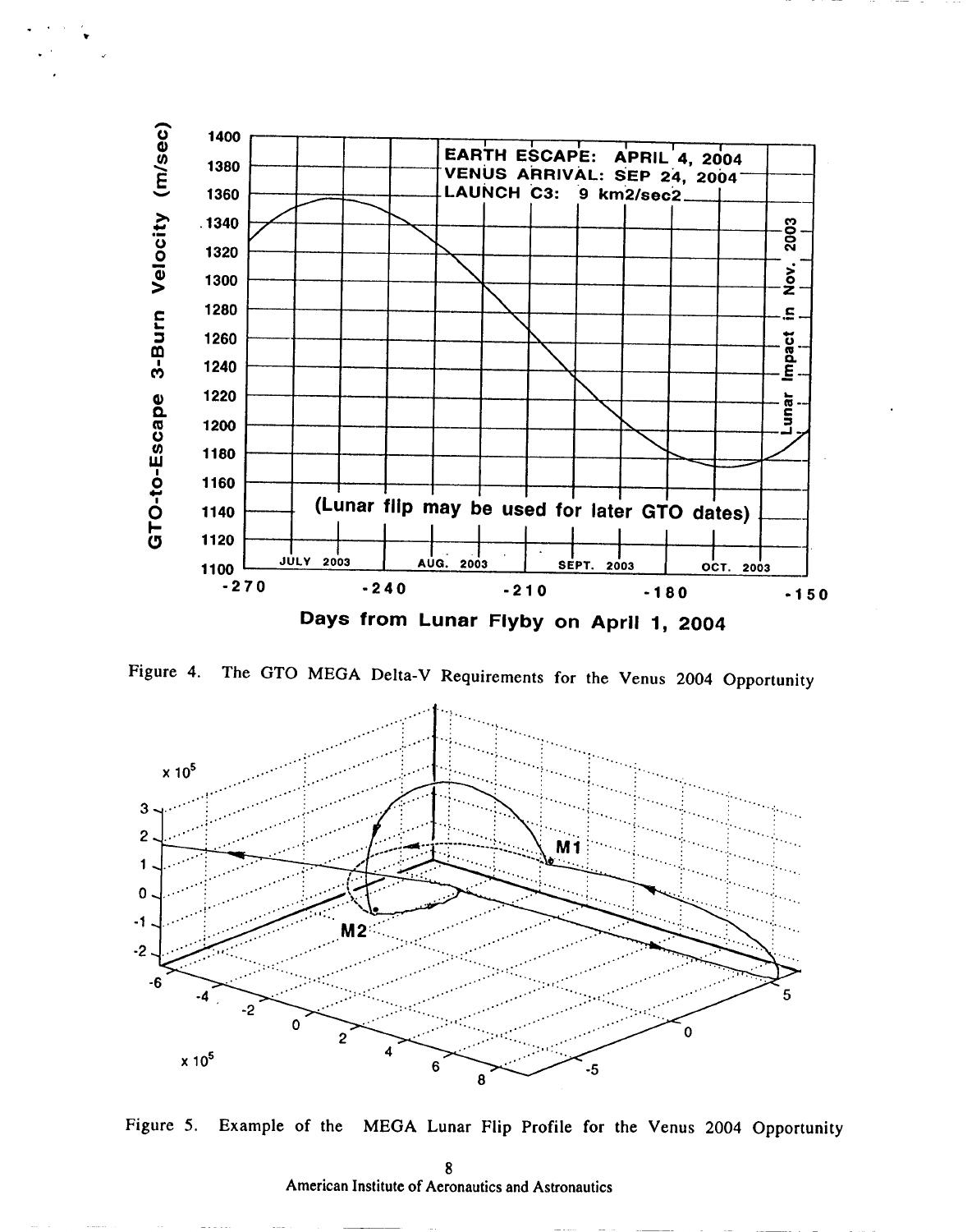GTO-to-Escape 3-Burn Velocity (m/sec)

1400
1380
1360
1340
1320
1300
1280
1260
1240
1220
1200
1180
1160
1140
1120
1100

EARTH ESCAPE: APRIL 4, 2004
VENUS ARRIVAL: SEP 24, 2004
LAUNCH C3: 9 km2/sec2

Lunar Impact in Nov. 2003

(Lunar flip may be used for later GTO dates)

JULY 2003
AUG. 2003
SEPT. 2003
OCT. 2003

-270
-240
-210
-180
-150

Days from Lunar Flyby on April 1, 2004

Figure 4. The GTO MEGA Delta-V Requirements for the Venus 2004 Opportunity

x $10^5$
3
2
1
0
-1
-2

M1
M2

-6
-4
-2
0
2
4
6
8
x $10^5$

5
0
-5

Figure 5. Example of the MEGA Lunar Flip Profile for the Venus 2004 Opportunity

American Institute of Aeronautics and Astronautics